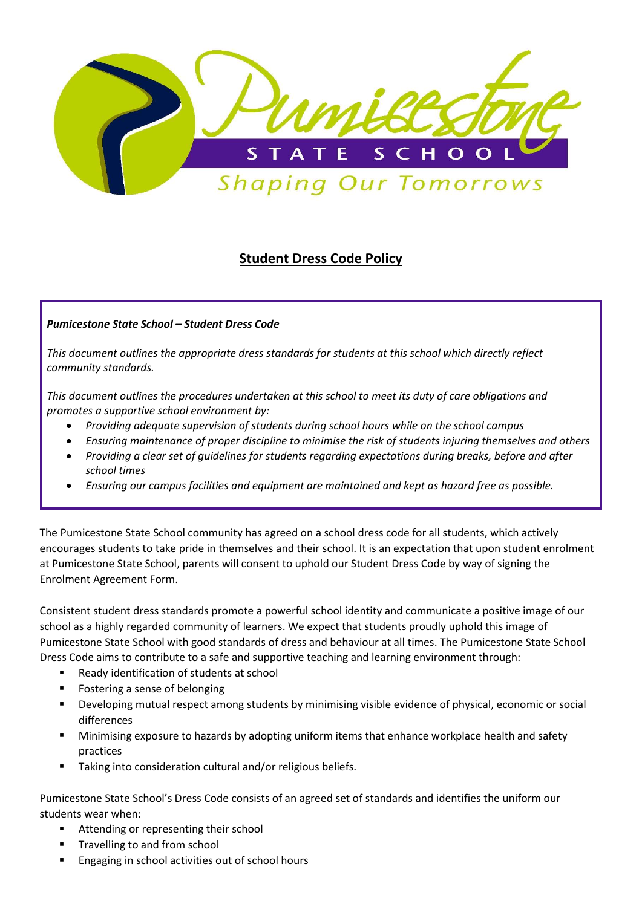Pumicestone STATE SCHOOL Shaping Our Tomorrows

# Student Dress Code Policy

***Pumicestone State School – Student Dress Code***

*This document outlines the appropriate dress standards for students at this school which directly reflect community standards.*

*This document outlines the procedures undertaken at this school to meet its duty of care obligations and promotes a supportive school environment by:*

- *Providing adequate supervision of students during school hours while on the school campus*
- *Ensuring maintenance of proper discipline to minimise the risk of students injuring themselves and others*
- *Providing a clear set of guidelines for students regarding expectations during breaks, before and after school times*
- *Ensuring our campus facilities and equipment are maintained and kept as hazard free as possible.*

The Pumicestone State School community has agreed on a school dress code for all students, which actively encourages students to take pride in themselves and their school. It is an expectation that upon student enrolment at Pumicestone State School, parents will consent to uphold our Student Dress Code by way of signing the Enrolment Agreement Form.

Consistent student dress standards promote a powerful school identity and communicate a positive image of our school as a highly regarded community of learners. We expect that students proudly uphold this image of Pumicestone State School with good standards of dress and behaviour at all times. The Pumicestone State School Dress Code aims to contribute to a safe and supportive teaching and learning environment through:

- Ready identification of students at school
- Fostering a sense of belonging
- Developing mutual respect among students by minimising visible evidence of physical, economic or social differences
- Minimising exposure to hazards by adopting uniform items that enhance workplace health and safety practices
- Taking into consideration cultural and/or religious beliefs.

Pumicestone State School's Dress Code consists of an agreed set of standards and identifies the uniform our students wear when:

- Attending or representing their school
- Travelling to and from school
- Engaging in school activities out of school hours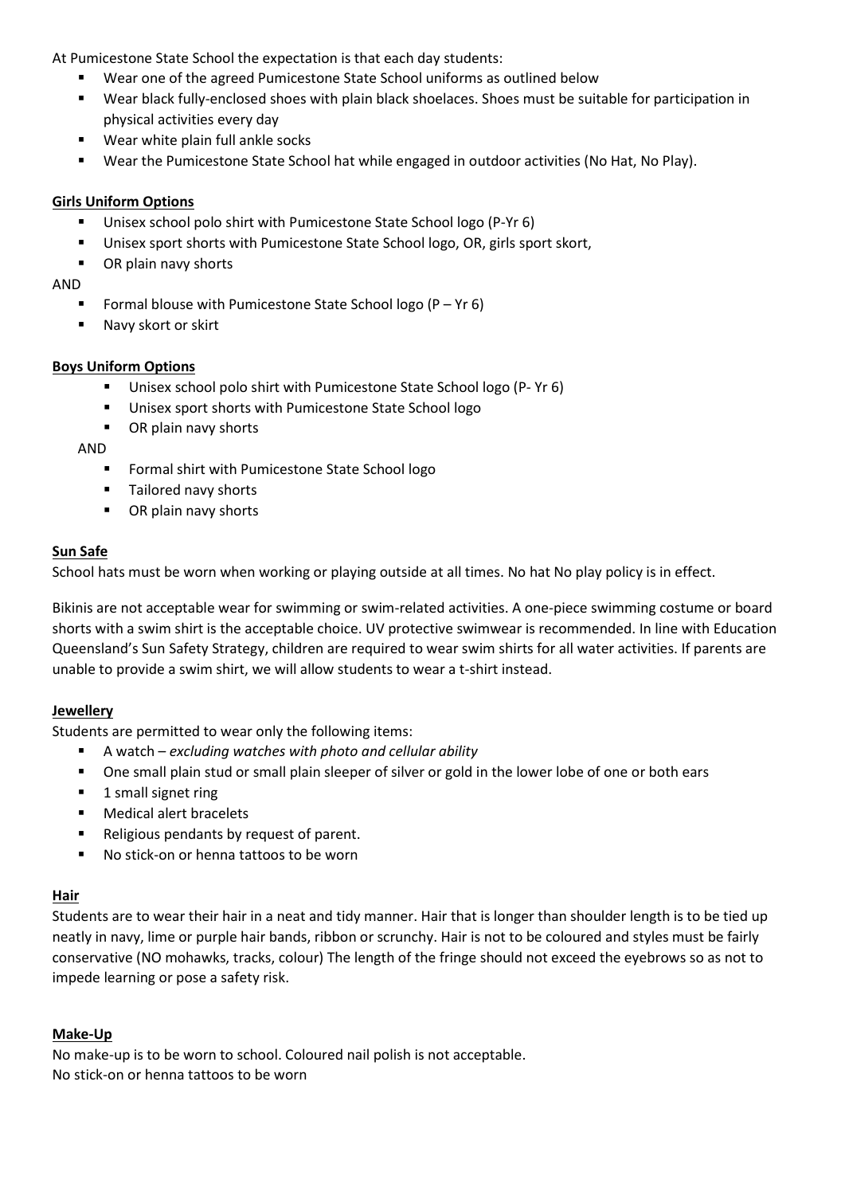At Pumicestone State School the expectation is that each day students:

- Wear one of the agreed Pumicestone State School uniforms as outlined below
- Wear black fully-enclosed shoes with plain black shoelaces. Shoes must be suitable for participation in physical activities every day
- Wear white plain full ankle socks
- Wear the Pumicestone State School hat while engaged in outdoor activities (No Hat, No Play).

**Girls Uniform Options**

- Unisex school polo shirt with Pumicestone State School logo (P-Yr 6)
- Unisex sport shorts with Pumicestone State School logo, OR, girls sport skort,
- OR plain navy shorts

AND

- Formal blouse with Pumicestone State School logo (P – Yr 6)
- Navy skort or skirt

**Boys Uniform Options**

- Unisex school polo shirt with Pumicestone State School logo (P- Yr 6)
- Unisex sport shorts with Pumicestone State School logo
- OR plain navy shorts

AND

- Formal shirt with Pumicestone State School logo
- Tailored navy shorts
- OR plain navy shorts

**Sun Safe**

School hats must be worn when working or playing outside at all times. No hat No play policy is in effect.

Bikinis are not acceptable wear for swimming or swim-related activities. A one-piece swimming costume or board shorts with a swim shirt is the acceptable choice. UV protective swimwear is recommended. In line with Education Queensland's Sun Safety Strategy, children are required to wear swim shirts for all water activities. If parents are unable to provide a swim shirt, we will allow students to wear a t-shirt instead.

**Jewellery**

Students are permitted to wear only the following items:

- A watch – *excluding watches with photo and cellular ability*
- One small plain stud or small plain sleeper of silver or gold in the lower lobe of one or both ears
- 1 small signet ring
- Medical alert bracelets
- Religious pendants by request of parent.
- No stick-on or henna tattoos to be worn

**Hair**

Students are to wear their hair in a neat and tidy manner. Hair that is longer than shoulder length is to be tied up neatly in navy, lime or purple hair bands, ribbon or scrunchy. Hair is not to be coloured and styles must be fairly conservative (NO mohawks, tracks, colour) The length of the fringe should not exceed the eyebrows so as not to impede learning or pose a safety risk.

**Make-Up**

No make-up is to be worn to school. Coloured nail polish is not acceptable.
No stick-on or henna tattoos to be worn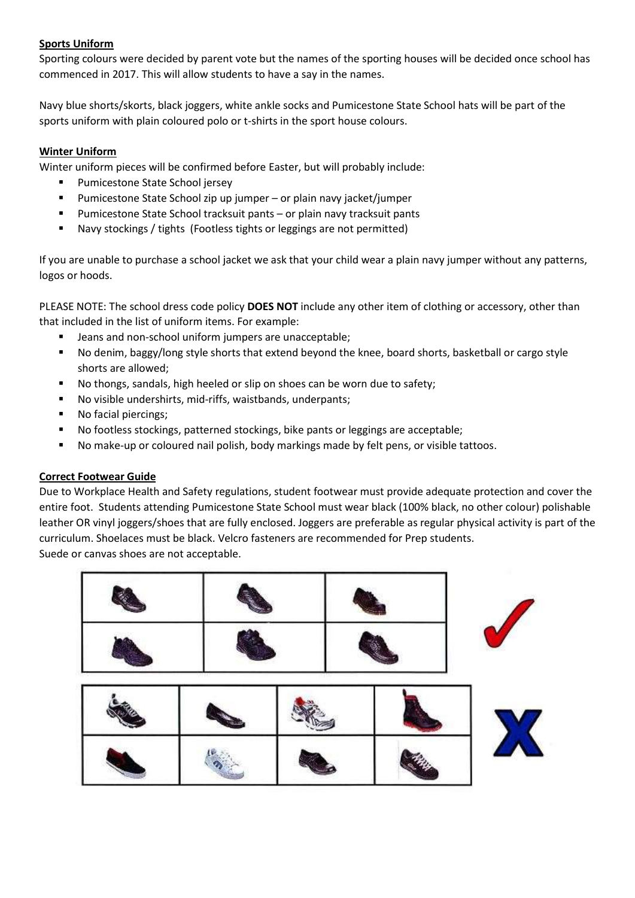**Sports Uniform**

Sporting colours were decided by parent vote but the names of the sporting houses will be decided once school has commenced in 2017. This will allow students to have a say in the names.

Navy blue shorts/skorts, black joggers, white ankle socks and Pumicestone State School hats will be part of the sports uniform with plain coloured polo or t-shirts in the sport house colours.

**Winter Uniform**

Winter uniform pieces will be confirmed before Easter, but will probably include:

- Pumicestone State School jersey
- Pumicestone State School zip up jumper – or plain navy jacket/jumper
- Pumicestone State School tracksuit pants – or plain navy tracksuit pants
- Navy stockings / tights (Footless tights or leggings are not permitted)

If you are unable to purchase a school jacket we ask that your child wear a plain navy jumper without any patterns, logos or hoods.

PLEASE NOTE: The school dress code policy **DOES NOT** include any other item of clothing or accessory, other than that included in the list of uniform items. For example:

- Jeans and non-school uniform jumpers are unacceptable;
- No denim, baggy/long style shorts that extend beyond the knee, board shorts, basketball or cargo style shorts are allowed;
- No thongs, sandals, high heeled or slip on shoes can be worn due to safety;
- No visible undershirts, mid-riffs, waistbands, underpants;
- No facial piercings;
- No footless stockings, patterned stockings, bike pants or leggings are acceptable;
- No make-up or coloured nail polish, body markings made by felt pens, or visible tattoos.

**Correct Footwear Guide**

Due to Workplace Health and Safety regulations, student footwear must provide adequate protection and cover the entire foot. Students attending Pumicestone State School must wear black (100% black, no other colour) polishable leather OR vinyl joggers/shoes that are fully enclosed. Joggers are preferable as regular physical activity is part of the curriculum. Shoelaces must be black. Velcro fasteners are recommended for Prep students.
Suede or canvas shoes are not acceptable.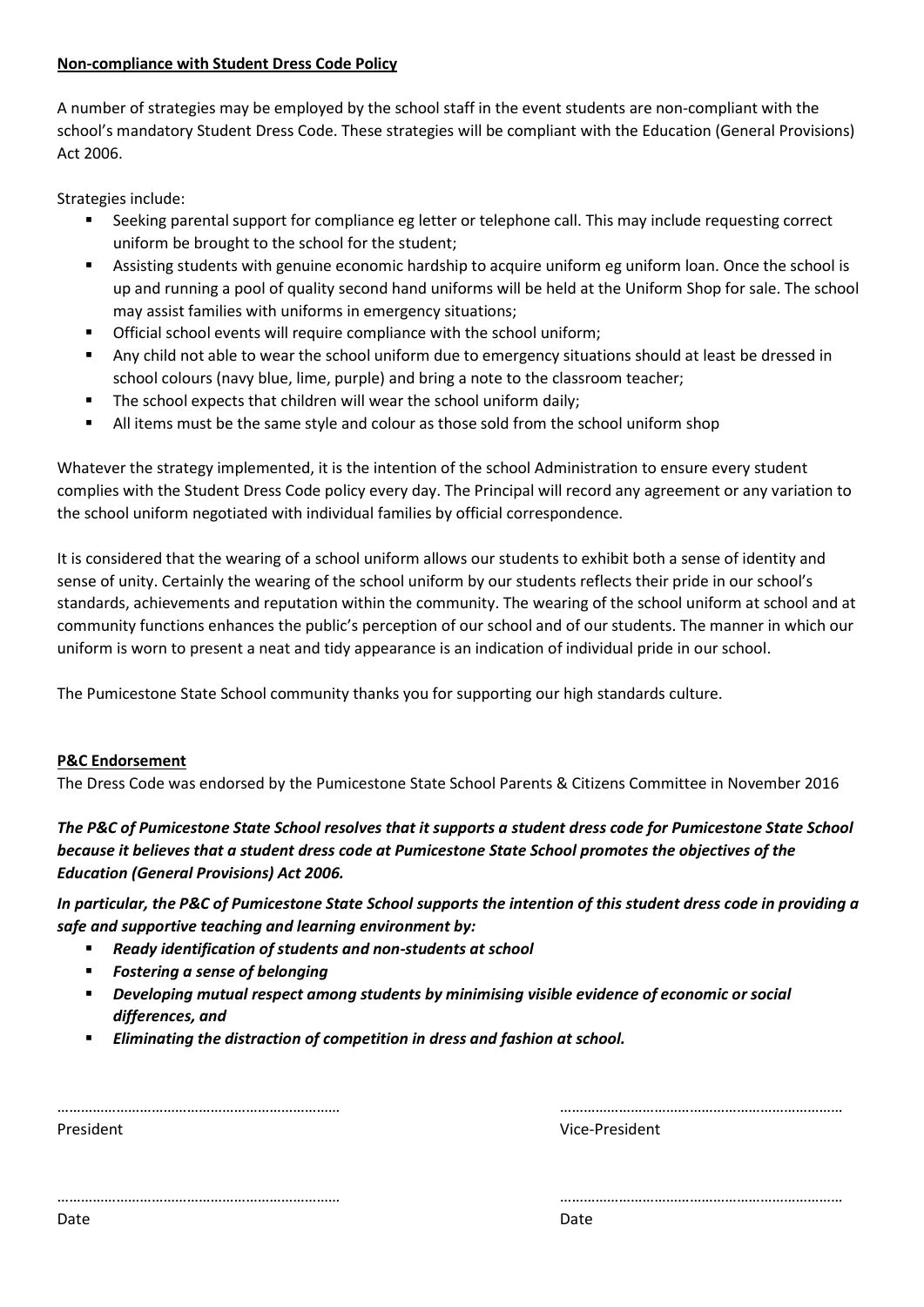**Non-compliance with Student Dress Code Policy**

A number of strategies may be employed by the school staff in the event students are non-compliant with the school's mandatory Student Dress Code. These strategies will be compliant with the Education (General Provisions) Act 2006.

Strategies include:

- Seeking parental support for compliance eg letter or telephone call. This may include requesting correct uniform be brought to the school for the student;
- Assisting students with genuine economic hardship to acquire uniform eg uniform loan. Once the school is up and running a pool of quality second hand uniforms will be held at the Uniform Shop for sale. The school may assist families with uniforms in emergency situations;
- Official school events will require compliance with the school uniform;
- Any child not able to wear the school uniform due to emergency situations should at least be dressed in school colours (navy blue, lime, purple) and bring a note to the classroom teacher;
- The school expects that children will wear the school uniform daily;
- All items must be the same style and colour as those sold from the school uniform shop

Whatever the strategy implemented, it is the intention of the school Administration to ensure every student complies with the Student Dress Code policy every day. The Principal will record any agreement or any variation to the school uniform negotiated with individual families by official correspondence.

It is considered that the wearing of a school uniform allows our students to exhibit both a sense of identity and sense of unity. Certainly the wearing of the school uniform by our students reflects their pride in our school's standards, achievements and reputation within the community. The wearing of the school uniform at school and at community functions enhances the public's perception of our school and of our students. The manner in which our uniform is worn to present a neat and tidy appearance is an indication of individual pride in our school.

The Pumicestone State School community thanks you for supporting our high standards culture.

**P&C Endorsement**

The Dress Code was endorsed by the Pumicestone State School Parents & Citizens Committee in November 2016

***The P&C of Pumicestone State School resolves that it supports a student dress code for Pumicestone State School because it believes that a student dress code at Pumicestone State School promotes the objectives of the Education (General Provisions) Act 2006.***

***In particular, the P&C of Pumicestone State School supports the intention of this student dress code in providing a safe and supportive teaching and learning environment by:***

- ***Ready identification of students and non-students at school***
- ***Fostering a sense of belonging***
- ***Developing mutual respect among students by minimising visible evidence of economic or social differences, and***
- ***Eliminating the distraction of competition in dress and fashion at school.***

……………………………………………………………… 
President

……………………………………………………………… 
Vice-President

……………………………………………………………… 
Date

……………………………………………………………… 
Date